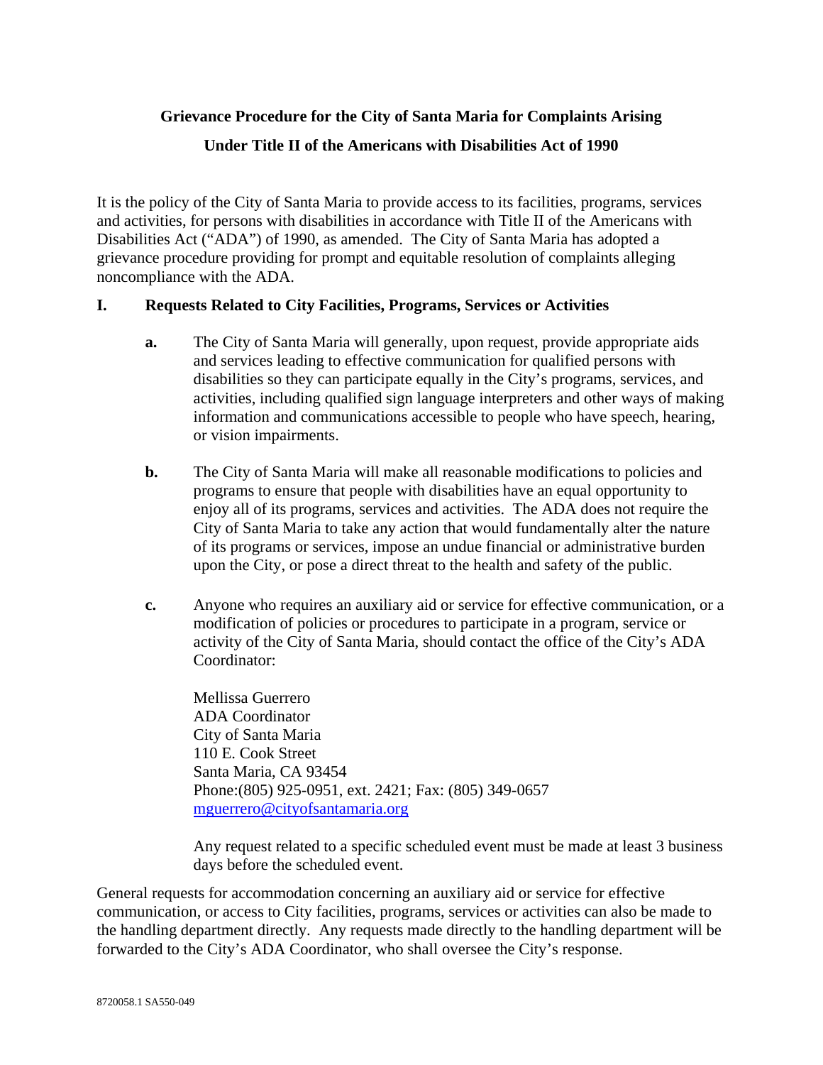# Grievance Procedure for the City of Santa Maria for Complaints Arising Under Title II of the Americans with Disabilities Act of 1990

It is the policy of the City of Santa Maria to provide access to its facilities, programs, services and activities, for persons with disabilities in accordance with Title II of the Americans with Disabilities Act ("ADA") of 1990, as amended. The City of Santa Maria has adopted a grievance procedure providing for prompt and equitable resolution of complaints alleging noncompliance with the ADA.

## I. Requests Related to City Facilities, Programs, Services or Activities

**a.** The City of Santa Maria will generally, upon request, provide appropriate aids and services leading to effective communication for qualified persons with disabilities so they can participate equally in the City's programs, services, and activities, including qualified sign language interpreters and other ways of making information and communications accessible to people who have speech, hearing, or vision impairments.

**b.** The City of Santa Maria will make all reasonable modifications to policies and programs to ensure that people with disabilities have an equal opportunity to enjoy all of its programs, services and activities. The ADA does not require the City of Santa Maria to take any action that would fundamentally alter the nature of its programs or services, impose an undue financial or administrative burden upon the City, or pose a direct threat to the health and safety of the public.

**c.** Anyone who requires an auxiliary aid or service for effective communication, or a modification of policies or procedures to participate in a program, service or activity of the City of Santa Maria, should contact the office of the City's ADA Coordinator:

Mellissa Guerrero
ADA Coordinator
City of Santa Maria
110 E. Cook Street
Santa Maria, CA 93454
Phone:(805) 925-0951, ext. 2421; Fax: (805) 349-0657
mguerrero@cityofsantamaria.org

Any request related to a specific scheduled event must be made at least 3 business days before the scheduled event.

General requests for accommodation concerning an auxiliary aid or service for effective communication, or access to City facilities, programs, services or activities can also be made to the handling department directly. Any requests made directly to the handling department will be forwarded to the City's ADA Coordinator, who shall oversee the City's response.

8720058.1 SA550-049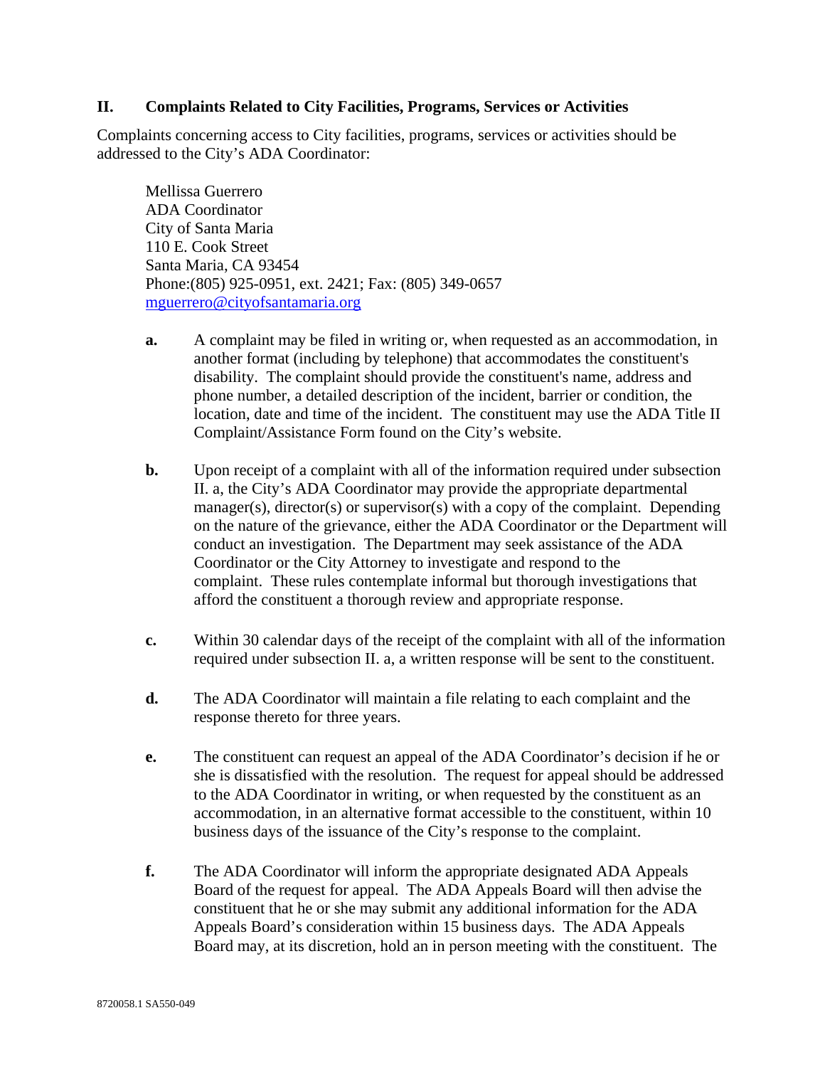## II. Complaints Related to City Facilities, Programs, Services or Activities

Complaints concerning access to City facilities, programs, services or activities should be addressed to the City's ADA Coordinator:

Mellissa Guerrero
ADA Coordinator
City of Santa Maria
110 E. Cook Street
Santa Maria, CA 93454
Phone:(805) 925-0951, ext. 2421; Fax: (805) 349-0657
mguerrero@cityofsantamaria.org

**a.** A complaint may be filed in writing or, when requested as an accommodation, in another format (including by telephone) that accommodates the constituent's disability. The complaint should provide the constituent's name, address and phone number, a detailed description of the incident, barrier or condition, the location, date and time of the incident. The constituent may use the ADA Title II Complaint/Assistance Form found on the City's website.

**b.** Upon receipt of a complaint with all of the information required under subsection II. a, the City's ADA Coordinator may provide the appropriate departmental manager(s), director(s) or supervisor(s) with a copy of the complaint. Depending on the nature of the grievance, either the ADA Coordinator or the Department will conduct an investigation. The Department may seek assistance of the ADA Coordinator or the City Attorney to investigate and respond to the complaint. These rules contemplate informal but thorough investigations that afford the constituent a thorough review and appropriate response.

**c.** Within 30 calendar days of the receipt of the complaint with all of the information required under subsection II. a, a written response will be sent to the constituent.

**d.** The ADA Coordinator will maintain a file relating to each complaint and the response thereto for three years.

**e.** The constituent can request an appeal of the ADA Coordinator's decision if he or she is dissatisfied with the resolution. The request for appeal should be addressed to the ADA Coordinator in writing, or when requested by the constituent as an accommodation, in an alternative format accessible to the constituent, within 10 business days of the issuance of the City's response to the complaint.

**f.** The ADA Coordinator will inform the appropriate designated ADA Appeals Board of the request for appeal. The ADA Appeals Board will then advise the constituent that he or she may submit any additional information for the ADA Appeals Board's consideration within 15 business days. The ADA Appeals Board may, at its discretion, hold an in person meeting with the constituent. The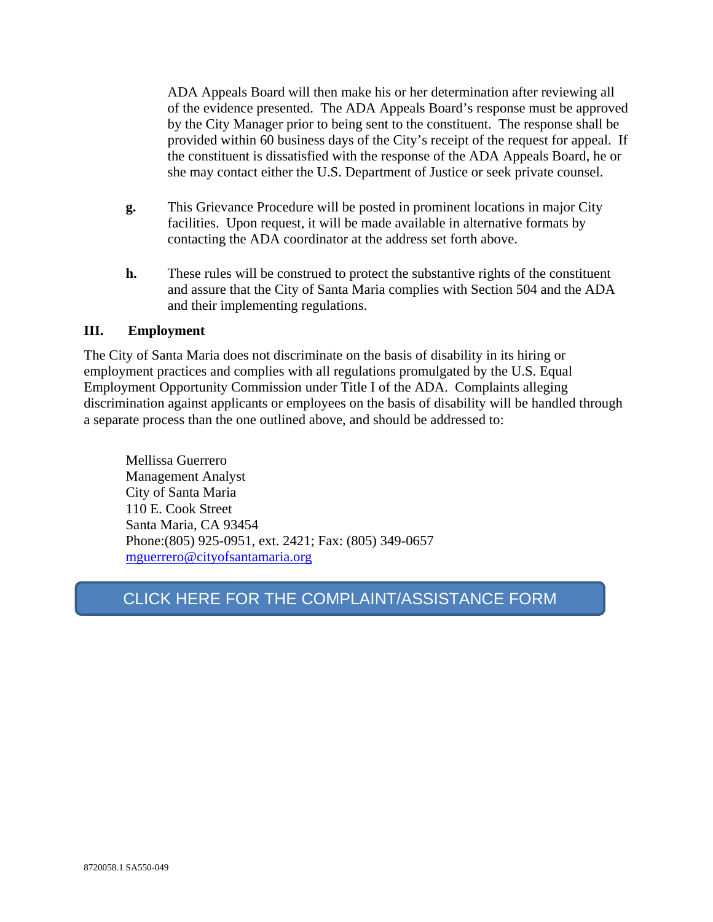ADA Appeals Board will then make his or her determination after reviewing all of the evidence presented. The ADA Appeals Board's response must be approved by the City Manager prior to being sent to the constituent. The response shall be provided within 60 business days of the City's receipt of the request for appeal. If the constituent is dissatisfied with the response of the ADA Appeals Board, he or she may contact either the U.S. Department of Justice or seek private counsel.

**g.** This Grievance Procedure will be posted in prominent locations in major City facilities. Upon request, it will be made available in alternative formats by contacting the ADA coordinator at the address set forth above.

**h.** These rules will be construed to protect the substantive rights of the constituent and assure that the City of Santa Maria complies with Section 504 and the ADA and their implementing regulations.

## III. Employment

The City of Santa Maria does not discriminate on the basis of disability in its hiring or employment practices and complies with all regulations promulgated by the U.S. Equal Employment Opportunity Commission under Title I of the ADA. Complaints alleging discrimination against applicants or employees on the basis of disability will be handled through a separate process than the one outlined above, and should be addressed to:

Mellissa Guerrero
Management Analyst
City of Santa Maria
110 E. Cook Street
Santa Maria, CA 93454
Phone:(805) 925-0951, ext. 2421; Fax: (805) 349-0657
mguerrero@cityofsantamaria.org

CLICK HERE FOR THE COMPLAINT/ASSISTANCE FORM

8720058.1 SA550-049